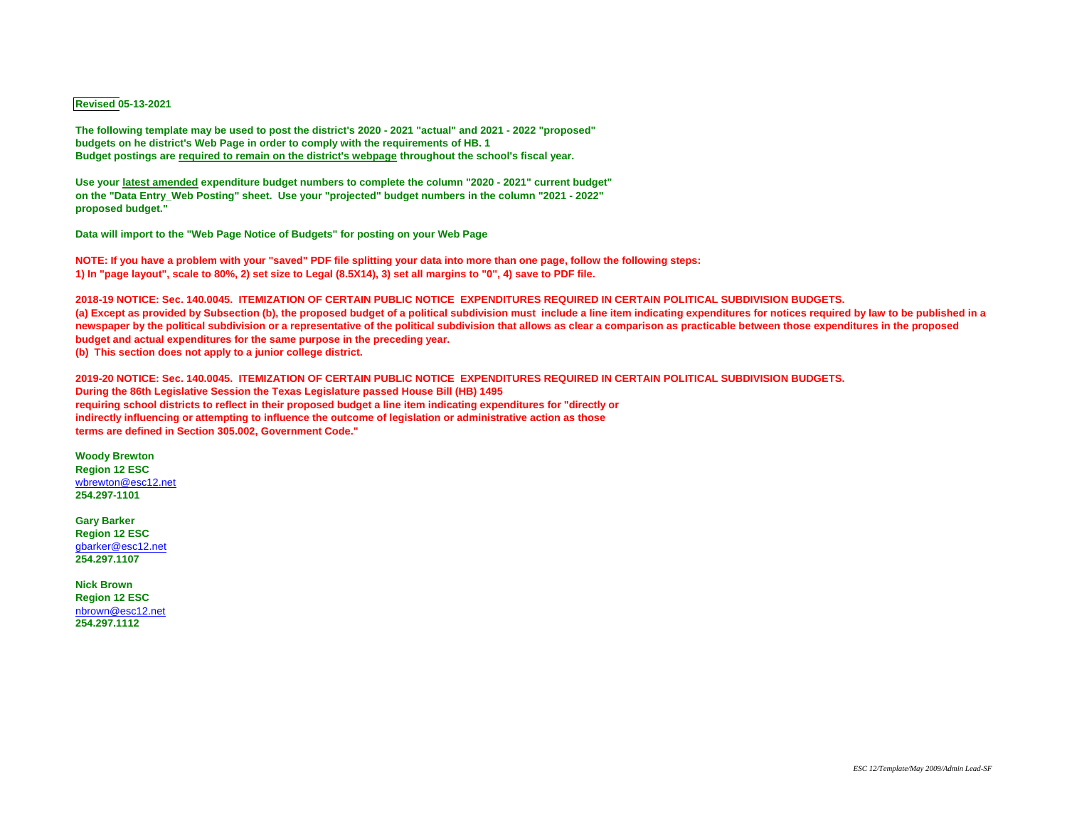**Revised 05-13-2021**

**The following template may be used to post the district's 2020 - 2021 "actual" and 2021 - 2022 "proposed" budgets on he district's Web Page in order to comply with the requirements of HB. 1**
**Budget postings are <u>required to remain on the district's webpage</u> throughout the school's fiscal year.**

**Use your <u>latest amended</u> expenditure budget numbers to complete the column "2020 - 2021" current budget" on the "Data Entry_Web Posting" sheet. Use your "projected" budget numbers in the column "2021 - 2022" proposed budget."**

**Data will import to the "Web Page Notice of Budgets" for posting on your Web Page**

**NOTE: If you have a problem with your "saved" PDF file splitting your data into more than one page, follow the following steps:**
**1) In "page layout", scale to 80%, 2) set size to Legal (8.5X14), 3) set all margins to "0", 4) save to PDF file.**

**2018-19 NOTICE: Sec. 140.0045. ITEMIZATION OF CERTAIN PUBLIC NOTICE EXPENDITURES REQUIRED IN CERTAIN POLITICAL SUBDIVISION BUDGETS.**
**(a) Except as provided by Subsection (b), the proposed budget of a political subdivision must include a line item indicating expenditures for notices required by law to be published in a newspaper by the political subdivision or a representative of the political subdivision that allows as clear a comparison as practicable between those expenditures in the proposed budget and actual expenditures for the same purpose in the preceding year.**
**(b) This section does not apply to a junior college district.**

**2019-20 NOTICE: Sec. 140.0045. ITEMIZATION OF CERTAIN PUBLIC NOTICE EXPENDITURES REQUIRED IN CERTAIN POLITICAL SUBDIVISION BUDGETS.**
**During the 86th Legislative Session the Texas Legislature passed House Bill (HB) 1495 requiring school districts to reflect in their proposed budget a line item indicating expenditures for "directly or indirectly influencing or attempting to influence the outcome of legislation or administrative action as those terms are defined in Section 305.002, Government Code."**

**Woody Brewton**
**Region 12 ESC**
wbrewton@esc12.net
**254.297-1101**

**Gary Barker**
**Region 12 ESC**
gbarker@esc12.net
**254.297.1107**

**Nick Brown**
**Region 12 ESC**
nbrown@esc12.net
**254.297.1112**

*ESC 12/Template/May 2009/Admin Lead-SF*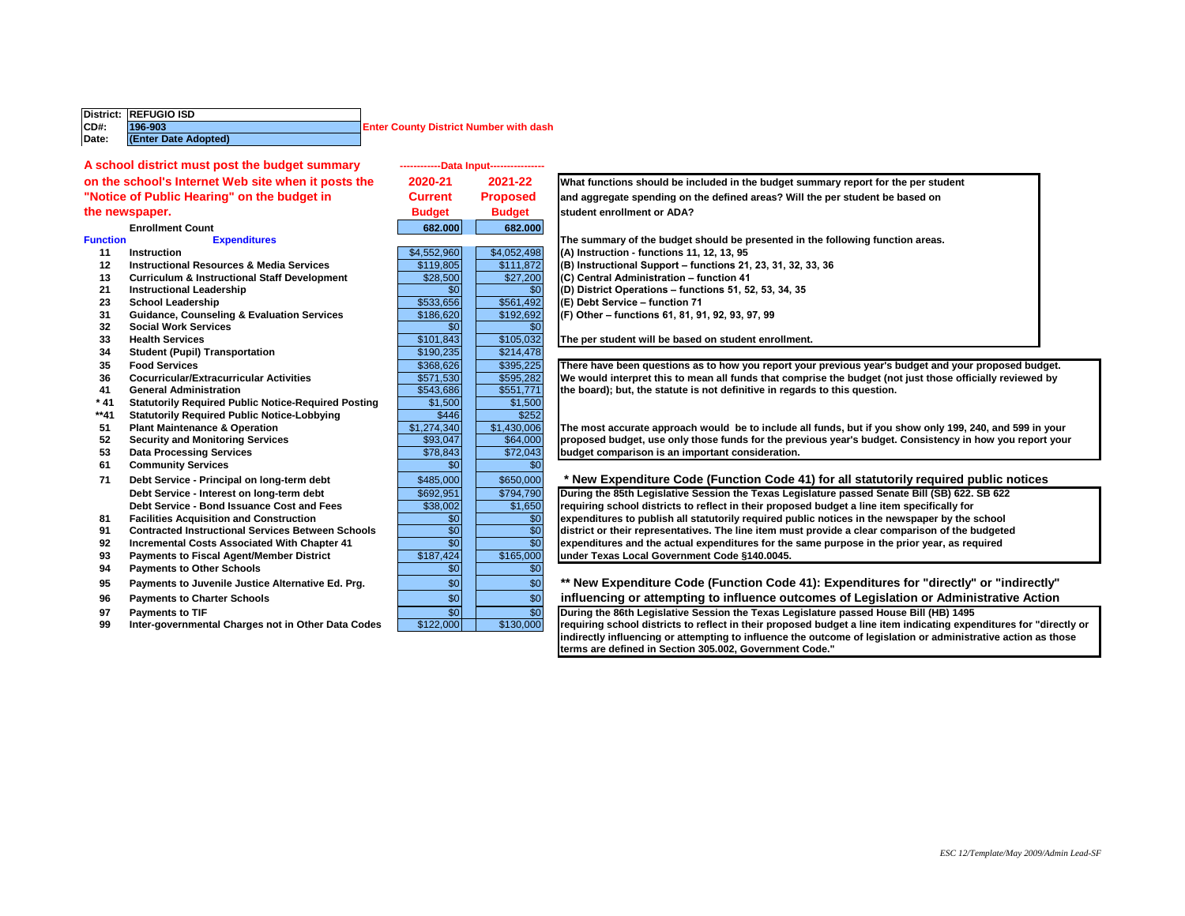| | |
|---|---|
| **District:** | **REFUGIO ISD** |
| **CD#:** | **196-903** |
| **Date:** | **(Enter Date Adopted)** |

**Enter County District Number with dash**

**A school district must post the budget summary on the school's Internet Web site when it posts the "Notice of Public Hearing" on the budget in the newspaper.**

| Function | Expenditures | 2020-21 Current Budget | 2021-22 Proposed Budget |
|---|---|---|---|
| | **Enrollment Count** | 682.000 | 682.000 |
| 11 | **Instruction** | $4,552,960 | $4,052,498 |
| 12 | **Instructional Resources & Media Services** | $119,805 | $111,872 |
| 13 | **Curriculum & Instructional Staff Development** | $28,500 | $27,200 |
| 21 | **Instructional Leadership** | $0 | $0 |
| 23 | **School Leadership** | $533,656 | $561,492 |
| 31 | **Guidance, Counseling & Evaluation Services** | $186,620 | $192,692 |
| 32 | **Social Work Services** | $0 | $0 |
| 33 | **Health Services** | $101,843 | $105,032 |
| 34 | **Student (Pupil) Transportation** | $190,235 | $214,478 |
| 35 | **Food Services** | $368,626 | $395,225 |
| 36 | **Cocurricular/Extracurricular Activities** | $571,530 | $595,282 |
| 41 | **General Administration** | $543,686 | $551,771 |
| * 41 | **Statutorily Required Public Notice-Required Posting** | $1,500 | $1,500 |
| **41 | **Statutorily Required Public Notice-Lobbying** | $446 | $252 |
| 51 | **Plant Maintenance & Operation** | $1,274,340 | $1,430,006 |
| 52 | **Security and Monitoring Services** | $93,047 | $64,000 |
| 53 | **Data Processing Services** | $78,843 | $72,043 |
| 61 | **Community Services** | $0 | $0 |
| 71 | **Debt Service - Principal on long-term debt** | $485,000 | $650,000 |
| | **Debt Service - Interest on long-term debt** | $692,951 | $794,790 |
| | **Debt Service - Bond Issuance Cost and Fees** | $38,002 | $1,650 |
| 81 | **Facilities Acquisition and Construction** | $0 | $0 |
| 91 | **Contracted Instructional Services Between Schools** | $0 | $0 |
| 92 | **Incremental Costs Associated With Chapter 41** | $0 | $0 |
| 93 | **Payments to Fiscal Agent/Member District** | $187,424 | $165,000 |
| 94 | **Payments to Other Schools** | $0 | $0 |
| 95 | **Payments to Juvenile Justice Alternative Ed. Prg.** | $0 | $0 |
| 96 | **Payments to Charter Schools** | $0 | $0 |
| 97 | **Payments to TIF** | $0 | $0 |
| 99 | **Inter-governmental Charges not in Other Data Codes** | $122,000 | $130,000 |

**What functions should be included in the budget summary report for the per student and aggregate spending on the defined areas? Will the per student be based on student enrollment or ADA?**

**The summary of the budget should be presented in the following function areas.**
**(A) Instruction - functions 11, 12, 13, 95**
**(B) Instructional Support – functions 21, 23, 31, 32, 33, 36**
**(C) Central Administration – function 41**
**(D) District Operations – functions 51, 52, 53, 34, 35**
**(E) Debt Service – function 71**
**(F) Other – functions 61, 81, 91, 92, 93, 97, 99**

**The per student will be based on student enrollment.**

**There have been questions as to how you report your previous year's budget and your proposed budget. We would interpret this to mean all funds that comprise the budget (not just those officially reviewed by the board); but, the statute is not definitive in regards to this question.**

**The most accurate approach would be to include all funds, but if you show only 199, 240, and 599 in your proposed budget, use only those funds for the previous year's budget. Consistency in how you report your budget comparison is an important consideration.**

### * New Expenditure Code (Function Code 41) for all statutorily required public notices

**During the 85th Legislative Session the Texas Legislature passed Senate Bill (SB) 622. SB 622 requiring school districts to reflect in their proposed budget a line item specifically for expenditures to publish all statutorily required public notices in the newspaper by the school district or their representatives. The line item must provide a clear comparison of the budgeted expenditures and the actual expenditures for the same purpose in the prior year, as required under Texas Local Government Code §140.0045.**

### ** New Expenditure Code (Function Code 41): Expenditures for "directly" or "indirectly" influencing or attempting to influence outcomes of Legislation or Administrative Action

**During the 86th Legislative Session the Texas Legislature passed House Bill (HB) 1495 requiring school districts to reflect in their proposed budget a line item indicating expenditures for "directly or indirectly influencing or attempting to influence the outcome of legislation or administrative action as those terms are defined in Section 305.002, Government Code."**

*ESC 12/Template/May 2009/Admin Lead-SF*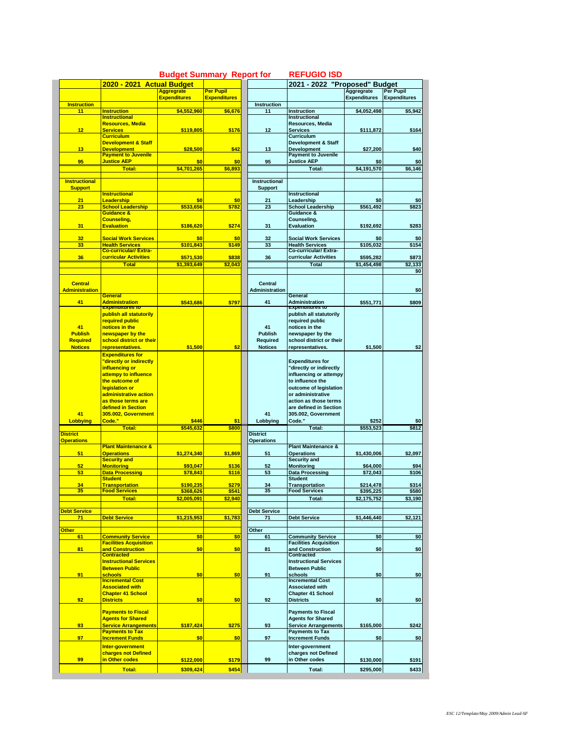# Budget Summary Report for REFUGIO ISD

| | 2020 - 2021 Actual Budget | | | | 2021 - 2022 "Proposed" Budget | | |
|---|---|---|---|---|---|---|---|
| | | Aggregrate Expenditures | Per Pupil Expenditures | | | Aggregrate Expenditures | Per Pupil Expenditures |
| Instruction | | | | Instruction | | | |
| 11 | Instruction | $4,552,960 | $6,676 | 11 | Instruction | $4,052,498 | $5,942 |
| 12 | Instructional Resources, Media Services | $119,805 | $176 | 12 | Instructional Resources, Media Services | $111,872 | $164 |
| 13 | Curriculum Development & Staff Development | $28,500 | $42 | 13 | Curriculum Development & Staff Development | $27,200 | $40 |
| 95 | Payment to Juvenile Justice AEP | $0 | $0 | 95 | Payment to Juvenile Justice AEP | $0 | $0 |
| | Total: | $4,701,265 | $6,893 | | Total: | $4,191,570 | $6,146 |
| Instructional Support | | | | Instructional Support | | | |
| 21 | Instructional Leadership | $0 | $0 | 21 | Instructional Leadership | $0 | $0 |
| 23 | School Leadership | $533,656 | $782 | 23 | School Leadership | $561,492 | $823 |
| 31 | Guidance & Counseling, Evaluation | $186,620 | $274 | 31 | Guidance & Counseling, Evaluation | $192,692 | $283 |
| 32 | Social Work Services | $0 | $0 | 32 | Social Work Services | $0 | $0 |
| 33 | Health Services | $101,843 | $149 | 33 | Health Services | $105,032 | $154 |
| 36 | Co-curricular/ Extra-curricular Activities | $571,530 | $838 | 36 | Co-curricular/ Extra-curricular Activities | $595,282 | $873 |
| | Total | $1,393,649 | $2,043 | | Total | $1,454,498 | $2,133 |
| | | | | | | | $0 |
| Central Administration | | | | Central Administration | | | $0 |
| 41 | General Administration | $543,686 | $797 | 41 | General Administration | $551,771 | $809 |
| 41 Publish Required Notices | Expenditures to publish all statutorily required public notices in the newspaper by the school district or their representatives. | $1,500 | $2 | 41 Publish Required Notices | Expenditures to publish all statutorily required public notices in the newspaper by the school district or their representatives. | $1,500 | $2 |
| 41 Lobbying | Expenditures for "directly or indirectly influencing or attempy to influence the outcome of legislation or administrative action as those terms are defined in Section 305.002, Government Code." | $446 | $1 | 41 Lobbying | Expenditures for "directly or indirectly influencing or attempy to influence the outcome of legislation or administrative action as those terms are defined in Section 305.002, Government Code." | $252 | $0 |
| | Total: | $545,632 | $800 | | Total: | $553,523 | $812 |
| District Operations | | | | District Operations | | | |
| 51 | Plant Maintenance & Operations | $1,274,340 | $1,869 | 51 | Plant Maintenance & Operations | $1,430,006 | $2,097 |
| 52 | Security and Monitoring | $93,047 | $136 | 52 | Security and Monitoring | $64,000 | $94 |
| 53 | Data Processing | $78,843 | $116 | 53 | Data Processing | $72,043 | $106 |
| 34 | Student Transportation | $190,235 | $279 | 34 | Student Transportation | $214,478 | $314 |
| 35 | Food Services | $368,626 | $541 | 35 | Food Services | $395,225 | $580 |
| | Total: | $2,005,091 | $2,940 | | Total: | $2,175,752 | $3,190 |
| Debt Service | | | | Debt Service | | | |
| 71 | Debt Service | $1,215,953 | $1,783 | 71 | Debt Service | $1,446,440 | $2,121 |
| Other | | | | Other | | | |
| 61 | Community Service | $0 | $0 | 61 | Community Service | $0 | $0 |
| 81 | Facilities Acquisition and Construction | $0 | $0 | 81 | Facilities Acquisition and Construction | $0 | $0 |
| 91 | Contracted Instructional Services Between Public schools | $0 | $0 | 91 | Contracted Instructional Services Between Public schools | $0 | $0 |
| 92 | Incremental Cost Associated with Chapter 41 School Districts | $0 | $0 | 92 | Incremental Cost Associated with Chapter 41 School Districts | $0 | $0 |
| 93 | Payments to Fiscal Agents for Shared Service Arrangements | $187,424 | $275 | 93 | Payments to Fiscal Agents for Shared Service Arrangements | $165,000 | $242 |
| 97 | Payments to Tax Increment Funds | $0 | $0 | 97 | Payments to Tax Increment Funds | $0 | $0 |
| 99 | Inter-government charges not Defined in Other codes | $122,000 | $179 | 99 | Inter-government charges not Defined in Other codes | $130,000 | $191 |
| | Total: | $309,424 | $454 | | Total: | $295,000 | $433 |

*ESC 12/Template/May 2009/Admin Lead-SF*